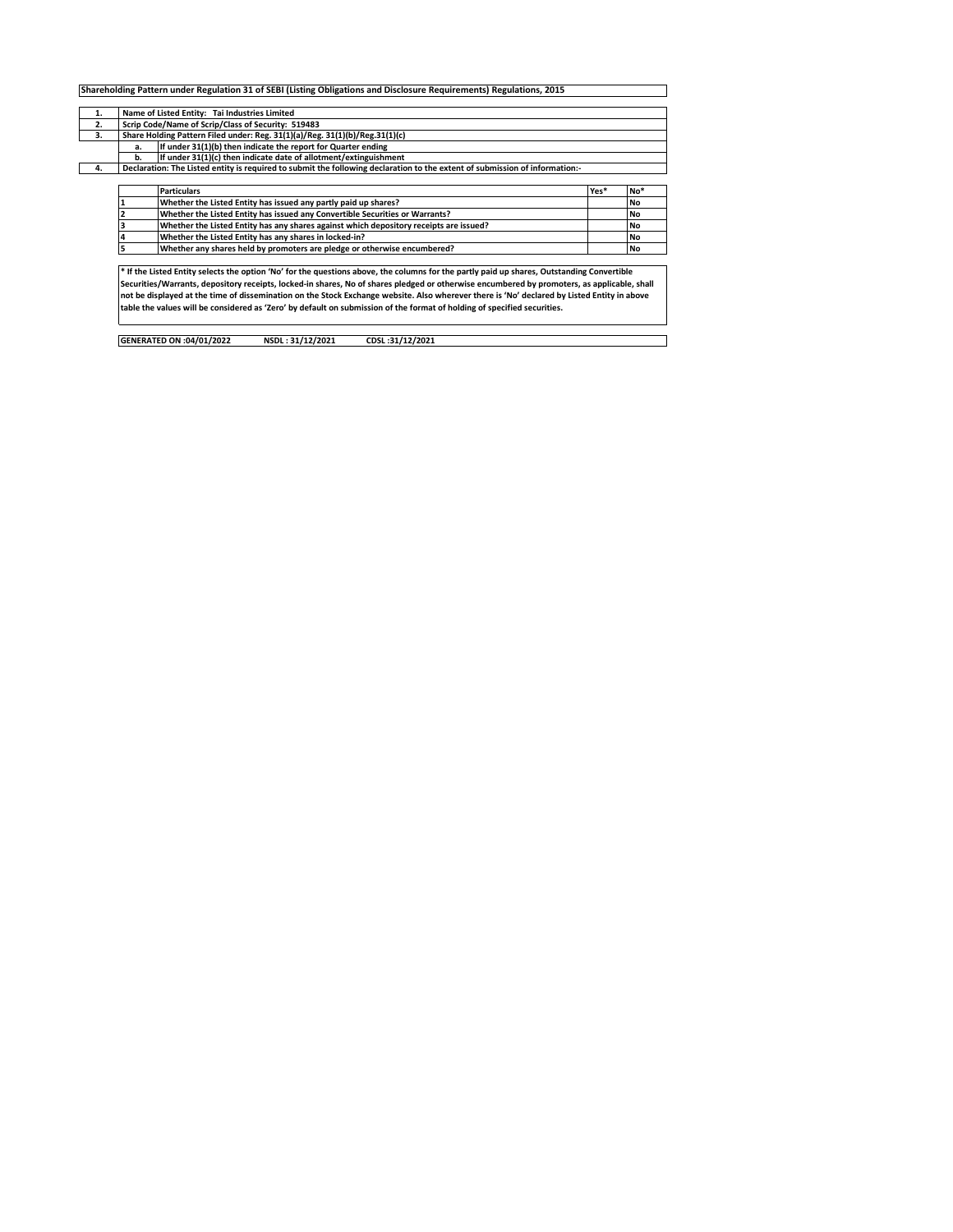**Shareholding Pattern under Regulation 31 of SEBI (Listing Obligations and Disclosure Requirements) Regulations, 2015**

| | | |
|---|---|---|
| 1. | Name of Listed Entity: Tai Industries Limited | |
| 2. | Scrip Code/Name of Scrip/Class of Security: 519483 | |
| 3. | Share Holding Pattern Filed under: Reg. 31(1)(a)/Reg. 31(1)(b)/Reg.31(1)(c) | |
| | a. | If under 31(1)(b) then indicate the report for Quarter ending |
| | b. | If under 31(1)(c) then indicate date of allotment/extinguishment |
| 4. | Declaration: The Listed entity is required to submit the following declaration to the extent of submission of information:- | |

| | Particulars | Yes* | No* |
|---|---|---|---|
| 1 | Whether the Listed Entity has issued any partly paid up shares? | | No |
| 2 | Whether the Listed Entity has issued any Convertible Securities or Warrants? | | No |
| 3 | Whether the Listed Entity has any shares against which depository receipts are issued? | | No |
| 4 | Whether the Listed Entity has any shares in locked-in? | | No |
| 5 | Whether any shares held by promoters are pledge or otherwise encumbered? | | No |

**\* If the Listed Entity selects the option 'No' for the questions above, the columns for the partly paid up shares, Outstanding Convertible Securities/Warrants, depository receipts, locked-in shares, No of shares pledged or otherwise encumbered by promoters, as applicable, shall not be displayed at the time of dissemination on the Stock Exchange website. Also wherever there is 'No' declared by Listed Entity in above table the values will be considered as 'Zero' by default on submission of the format of holding of specified securities.**

**GENERATED ON :04/01/2022 NSDL : 31/12/2021 CDSL :31/12/2021**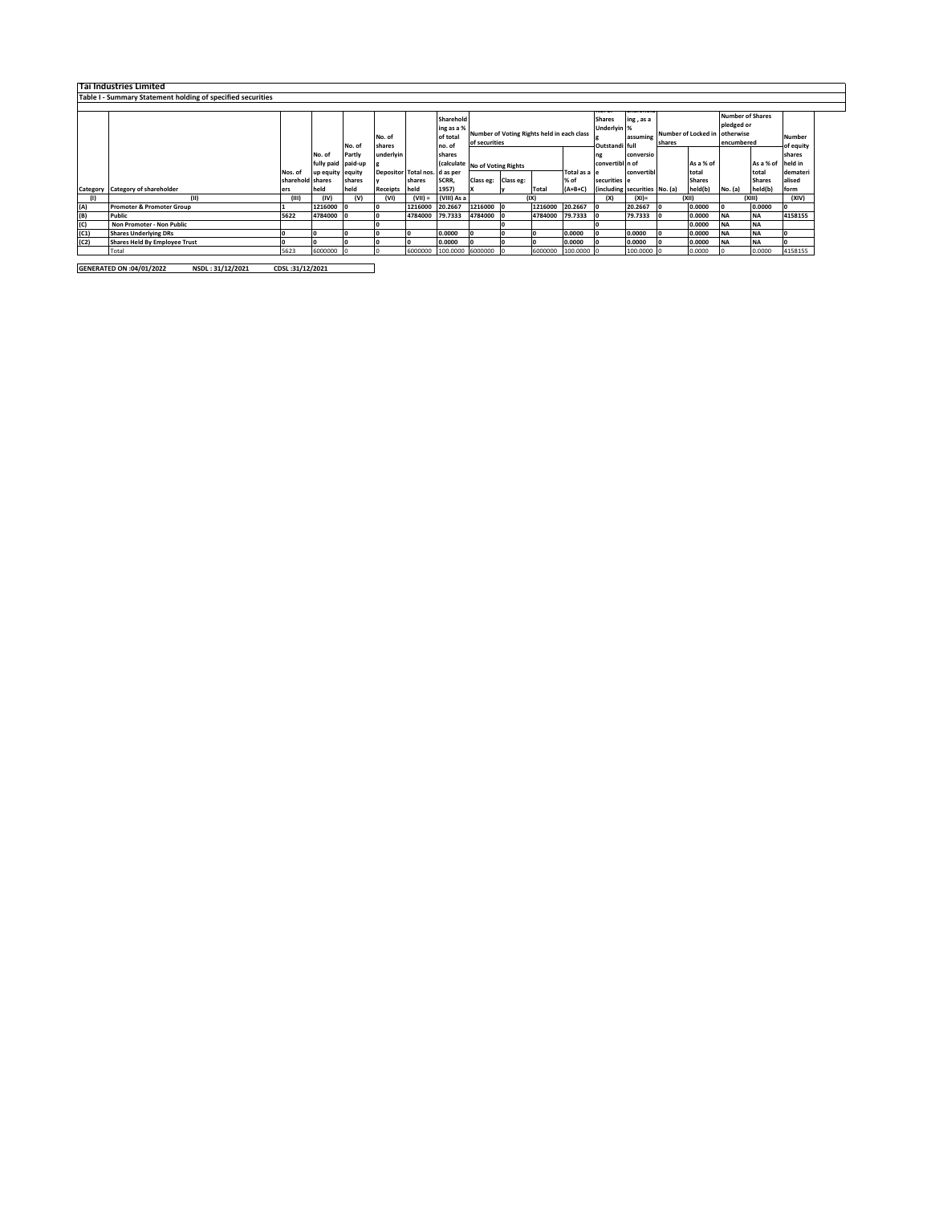# Tai Industries Limited

## Table I - Summary Statement holding of specified securities

| Category | Category of shareholder | Nos. of shareholders | No. of fully paid up equity shares held | No. of Partly paid-up equity shares held | No. of shares underlying Depository Receipts | Total nos. shares held | Shareholding as a % of total no. of shares (calculated as per SCRR, 1957) | Number of Voting Rights held in each class of securities | | | | Number of Shares Underlying Outstanding convertible securities (including | Shareholding , as a % assuming full conversion of convertible securities | Number of Locked in shares | | Number of Shares pledged or otherwise encumbered | | Number of equity shares held in dematerialised form |
|---|---|---|---|---|---|---|---|---|---|---|---|---|---|---|---|---|---|---|
| | | | | | | | | No of Voting Rights | | | Total as a % of (A+B+C) | | | No. (a) | As a % of total Shares held(b) | No. (a) | As a % of total Shares held(b) | |
| | | | | | | | | Class eg: X | Class eg: y | Total | | | | | | | | |
| (I) | (II) | (III) | (IV) | (V) | (VI) | (VII) = | (VIII) As a | (IX) | | | | (X) | (XI)= | (XII) | | (XIII) | | (XIV) |
| (A) | Promoter & Promoter Group | 1 | 1216000 | 0 | 0 | 1216000 | 20.2667 | 1216000 | 0 | 1216000 | 20.2667 | 0 | 20.2667 | 0 | 0.0000 | 0 | 0.0000 | 0 |
| (B) | Public | 5622 | 4784000 | 0 | 0 | 4784000 | 79.7333 | 4784000 | 0 | 4784000 | 79.7333 | 0 | 79.7333 | 0 | 0.0000 | NA | NA | 4158155 |
| (C) | Non Promoter - Non Public | | | | 0 | | | | 0 | | | 0 | | | 0.0000 | NA | NA | |
| (C1) | Shares Underlying DRs | 0 | 0 | 0 | 0 | 0 | 0.0000 | 0 | 0 | 0 | 0.0000 | 0 | 0.0000 | 0 | 0.0000 | NA | NA | 0 |
| (C2) | Shares Held By Employee Trust | 0 | 0 | 0 | 0 | 0 | 0.0000 | 0 | 0 | 0 | 0.0000 | 0 | 0.0000 | 0 | 0.0000 | NA | NA | 0 |
| | Total | 5623 | 6000000 | 0 | 0 | 6000000 | 100.0000 | 6000000 | 0 | 6000000 | 100.0000 | 0 | 100.0000 | 0 | 0.0000 | 0 | 0.0000 | 4158155 |

**GENERATED ON :04/01/2022 NSDL : 31/12/2021 CDSL :31/12/2021**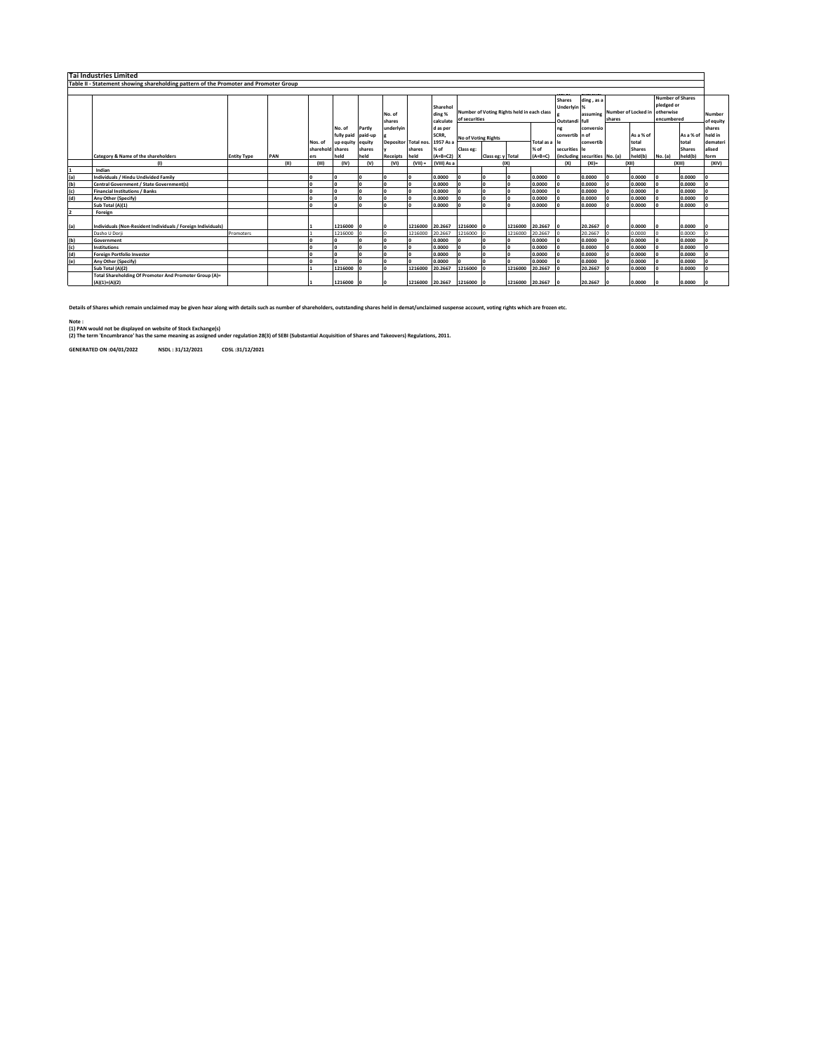## Tai Industries Limited

### Table II - Statement showing shareholding pattern of the Promoter and Promoter Group

| | Category & Name of the shareholders | Entity Type | PAN | Nos. of shareholders | No. of fully paid up equity shares held | Partly paid-up equity shares held | No. of shares underlying Depository Receipts | Total nos. shares held | Shareholding % calculated as per SCRR, 1957 As a % of (A+B+C2) | Number of Voting Rights held in each class of securities | | | | Shares Underlying Outstanding convertible securities (including | Shareholding , as a % assuming full conversion of convertible securities | Number of Locked in shares | | Number of Shares pledged or otherwise encumbered | | Number of equity shares held in dematerialised form |
|---|---|---|---|---|---|---|---|---|---|---|---|---|---|---|---|---|---|---|---|---|
| | | | | | | | | | | No of Voting Rights | | | Total as a % of (A+B+C) | | | No. (a) | As a % of total Shares held(b) | No. (a) | As a % of total Shares held(b) | |
| | | | | | | | | | | Class eg: X | Class eg: y | Total | | | | | | | | |
| | (I) | | (II) | (III) | (IV) | (V) | (VI) | (VII) = | (VIII) As a | (IX) | | | | (X) | (XI)= | (XII) | | (XIII) | | (XIV) |
| 1 | Indian | | | | | | | | | | | | | | | | | | | |
| (a) | Individuals / Hindu Undivided Family | | | 0 | 0 | 0 | 0 | 0 | 0.0000 | 0 | 0 | 0 | 0.0000 | 0 | 0.0000 | 0 | 0.0000 | 0 | 0.0000 | 0 |
| (b) | Central Government / State Government(s) | | | 0 | 0 | 0 | 0 | 0 | 0.0000 | 0 | 0 | 0 | 0.0000 | 0 | 0.0000 | 0 | 0.0000 | 0 | 0.0000 | 0 |
| (c) | Financial Institutions / Banks | | | 0 | 0 | 0 | 0 | 0 | 0.0000 | 0 | 0 | 0 | 0.0000 | 0 | 0.0000 | 0 | 0.0000 | 0 | 0.0000 | 0 |
| (d) | Any Other (Specify) | | | 0 | 0 | 0 | 0 | 0 | 0.0000 | 0 | 0 | 0 | 0.0000 | 0 | 0.0000 | 0 | 0.0000 | 0 | 0.0000 | 0 |
| | Sub Total (A)(1) | | | 0 | 0 | 0 | 0 | 0 | 0.0000 | 0 | 0 | 0 | 0.0000 | 0 | 0.0000 | 0 | 0.0000 | 0 | 0.0000 | 0 |
| 2 | Foreign | | | | | | | | | | | | | | | | | | | |
| (a) | Individuals (Non-Resident Individuals / Foreign Individuals) | | | 1 | 1216000 | 0 | 0 | 1216000 | 20.2667 | 1216000 | 0 | 1216000 | 20.2667 | 0 | 20.2667 | 0 | 0.0000 | 0 | 0.0000 | 0 |
| | Dasho U Dorji | Promoters | | 1 | 1216000 | 0 | 0 | 1216000 | 20.2667 | 1216000 | 0 | 1216000 | 20.2667 | 0 | 20.2667 | 0 | 0.0000 | 0 | 0.0000 | 0 |
| (b) | Government | | | 0 | 0 | 0 | 0 | 0 | 0.0000 | 0 | 0 | 0 | 0.0000 | 0 | 0.0000 | 0 | 0.0000 | 0 | 0.0000 | 0 |
| (c) | Institutions | | | 0 | 0 | 0 | 0 | 0 | 0.0000 | 0 | 0 | 0 | 0.0000 | 0 | 0.0000 | 0 | 0.0000 | 0 | 0.0000 | 0 |
| (d) | Foreign Portfolio Investor | | | 0 | 0 | 0 | 0 | 0 | 0.0000 | 0 | 0 | 0 | 0.0000 | 0 | 0.0000 | 0 | 0.0000 | 0 | 0.0000 | 0 |
| (e) | Any Other (Specify) | | | 0 | 0 | 0 | 0 | 0 | 0.0000 | 0 | 0 | 0 | 0.0000 | 0 | 0.0000 | 0 | 0.0000 | 0 | 0.0000 | 0 |
| | Sub Total (A)(2) | | | 1 | 1216000 | 0 | 0 | 1216000 | 20.2667 | 1216000 | 0 | 1216000 | 20.2667 | 0 | 20.2667 | 0 | 0.0000 | 0 | 0.0000 | 0 |
| | Total Shareholding Of Promoter And Promoter Group (A)= (A)(1)+(A)(2) | | | 1 | 1216000 | 0 | 0 | 1216000 | 20.2667 | 1216000 | 0 | 1216000 | 20.2667 | 0 | 20.2667 | 0 | 0.0000 | 0 | 0.0000 | 0 |

**Details of Shares which remain unclaimed may be given hear along with details such as number of shareholders, outstanding shares held in demat/unclaimed suspense account, voting rights which are frozen etc.**

**Note :**
**(1) PAN would not be displayed on website of Stock Exchange(s)**
**(2) The term 'Encumbrance' has the same meaning as assigned under regulation 28(3) of SEBI (Substantial Acquisition of Shares and Takeovers) Regulations, 2011.**

**GENERATED ON :04/01/2022 NSDL : 31/12/2021 CDSL :31/12/2021**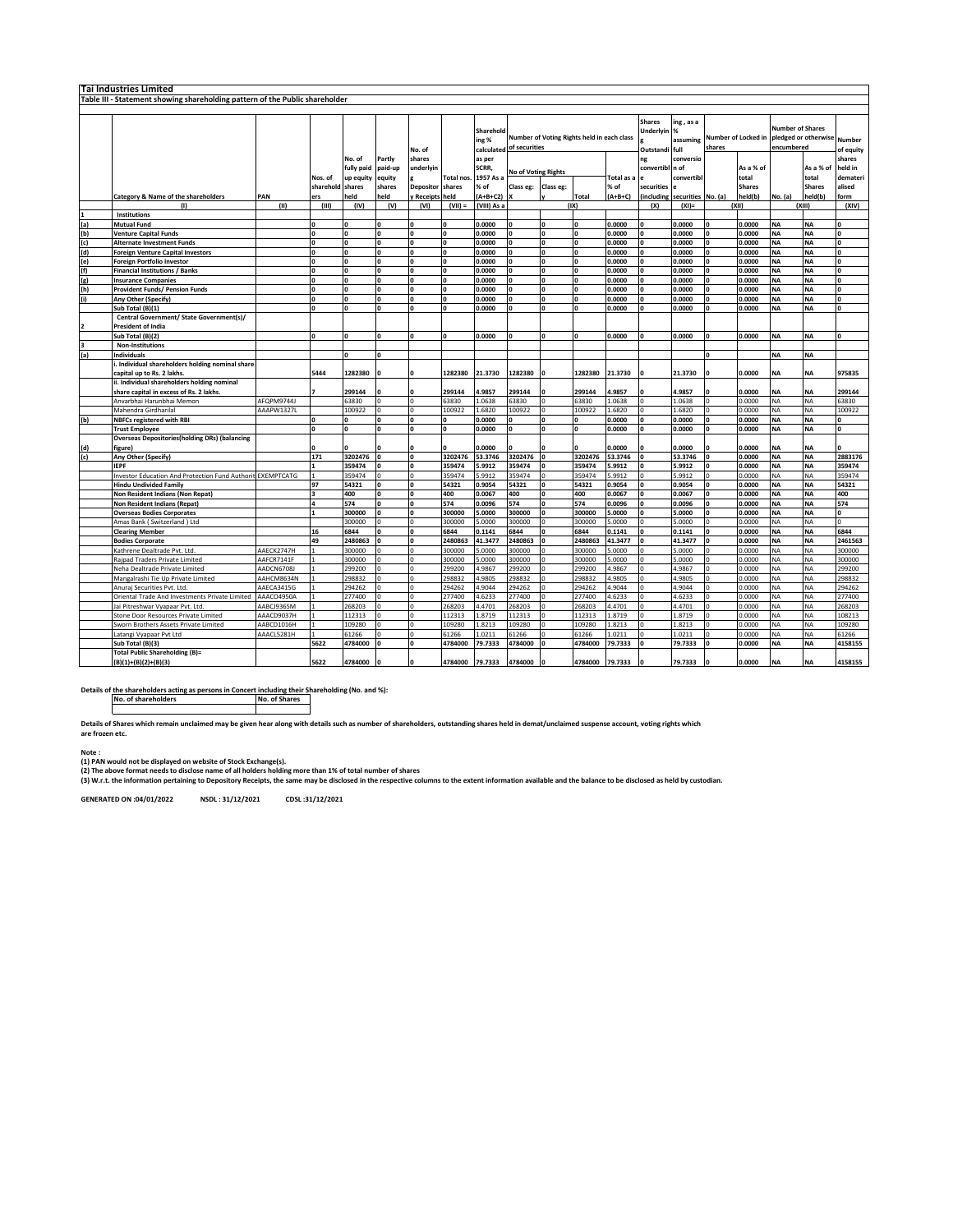# Tai Industries Limited

## Table III - Statement showing shareholding pattern of the Public shareholder

| | Category & Name of the shareholders | PAN | Nos. of shareholders | No. of fully paid up equity shares held | Partly paid-up equity shares held | No. of shares underlying Depository Receipts | Total nos. shares held | Shareholding % calculated as per SCRR, 1957 As a % of (A+B+C2) | Number of Voting Rights held in each class of securities | | | | Shares Underlying Outstanding convertible securities (including Warrants) | Shareholding , as a % assuming full conversion of convertible securities | Number of Locked in shares | | Number of Shares pledged or otherwise encumbered | | Number of equity shares held in dematerialised form |
|---|---|---|---|---|---|---|---|---|---|---|---|---|---|---|---|---|---|---|---|
| | | | | | | | | | No of Voting Rights | | | Total as a % of (A+B+C) | | | No. (a) | As a % of total Shares held(b) | No. (a) | As a % of total Shares held(b) | |
| | | | | | | | | | Class eg: X | Class eg: y | Total | | | | | | | | |
| | (I) | (II) | (III) | (IV) | (V) | (VI) | (VII) = | (VIII) As a | (IX) | | | | (X) | (XI)= | (XII) | | (XIII) | | (XIV) |
| 1 | Institutions | | | | | | | | | | | | | | | | | | |
| (a) | Mutual Fund | | 0 | 0 | 0 | 0 | 0 | 0.0000 | 0 | 0 | 0 | 0.0000 | 0 | 0.0000 | 0 | 0.0000 | NA | NA | 0 |
| (b) | Venture Capital Funds | | 0 | 0 | 0 | 0 | 0 | 0.0000 | 0 | 0 | 0 | 0.0000 | 0 | 0.0000 | 0 | 0.0000 | NA | NA | 0 |
| (c) | Alternate Investment Funds | | 0 | 0 | 0 | 0 | 0 | 0.0000 | 0 | 0 | 0 | 0.0000 | 0 | 0.0000 | 0 | 0.0000 | NA | NA | 0 |
| (d) | Foreign Venture Capital Investors | | 0 | 0 | 0 | 0 | 0 | 0.0000 | 0 | 0 | 0 | 0.0000 | 0 | 0.0000 | 0 | 0.0000 | NA | NA | 0 |
| (e) | Foreign Portfolio Investor | | 0 | 0 | 0 | 0 | 0 | 0.0000 | 0 | 0 | 0 | 0.0000 | 0 | 0.0000 | 0 | 0.0000 | NA | NA | 0 |
| (f) | Financial Institutions / Banks | | 0 | 0 | 0 | 0 | 0 | 0.0000 | 0 | 0 | 0 | 0.0000 | 0 | 0.0000 | 0 | 0.0000 | NA | NA | 0 |
| (g) | Insurance Companies | | 0 | 0 | 0 | 0 | 0 | 0.0000 | 0 | 0 | 0 | 0.0000 | 0 | 0.0000 | 0 | 0.0000 | NA | NA | 0 |
| (h) | Provident Funds/ Pension Funds | | 0 | 0 | 0 | 0 | 0 | 0.0000 | 0 | 0 | 0 | 0.0000 | 0 | 0.0000 | 0 | 0.0000 | NA | NA | 0 |
| (i) | Any Other (Specify) | | 0 | 0 | 0 | 0 | 0 | 0.0000 | 0 | 0 | 0 | 0.0000 | 0 | 0.0000 | 0 | 0.0000 | NA | NA | 0 |
| | Sub Total (B)(1) | | 0 | 0 | 0 | 0 | 0 | 0.0000 | 0 | 0 | 0 | 0.0000 | 0 | 0.0000 | 0 | 0.0000 | NA | NA | 0 |
| 2 | Central Government/ State Government(s)/ President of India | | | | | | | | | | | | | | | | | | |
| | Sub Total (B)(2) | | 0 | 0 | 0 | 0 | 0 | 0.0000 | 0 | 0 | 0 | 0.0000 | 0 | 0.0000 | 0 | 0.0000 | NA | NA | 0 |
| 3 | Non-Institutions | | | | | | | | | | | | | | | | | | |
| (a) | Individuals | | | 0 | 0 | | | | | | | | | | 0 | | NA | NA | |
| | i. Individual shareholders holding nominal share capital up to Rs. 2 lakhs. | | 5444 | 1282380 | 0 | 0 | 1282380 | 21.3730 | 1282380 | 0 | 1282380 | 21.3730 | 0 | 21.3730 | 0 | 0.0000 | NA | NA | 975835 |
| | ii. Individual shareholders holding nominal share capital in excess of Rs. 2 lakhs. | | 7 | 299144 | 0 | 0 | 299144 | 4.9857 | 299144 | 0 | 299144 | 4.9857 | 0 | 4.9857 | 0 | 0.0000 | NA | NA | 299144 |
| | Anvarbhai Harunbhai Memon | AFQPM9744J | | 63830 | 0 | 0 | 63830 | 1.0638 | 63830 | 0 | 63830 | 1.0638 | 0 | 1.0638 | 0 | 0.0000 | NA | NA | 63830 |
| | Mahendra Girdharilal | AAAPW1327L | | 100922 | 0 | 0 | 100922 | 1.6820 | 100922 | 0 | 100922 | 1.6820 | 0 | 1.6820 | 0 | 0.0000 | NA | NA | 100922 |
| (b) | NBFCs registered with RBI | | 0 | 0 | 0 | 0 | 0 | 0.0000 | 0 | 0 | 0 | 0.0000 | 0 | 0.0000 | 0 | 0.0000 | NA | NA | 0 |
| | Trust Employee | | 0 | 0 | 0 | 0 | 0 | 0.0000 | 0 | 0 | 0 | 0.0000 | 0 | 0.0000 | 0 | 0.0000 | NA | NA | 0 |
| (d) | Overseas Depositories(holding DRs) (balancing figure) | | 0 | 0 | 0 | 0 | 0 | 0.0000 | 0 | 0 | 0 | 0.0000 | 0 | 0.0000 | 0 | 0.0000 | NA | NA | 0 |
| (c) | Any Other (Specify) | | 171 | 3202476 | 0 | 0 | 3202476 | 53.3746 | 3202476 | 0 | 3202476 | 53.3746 | 0 | 53.3746 | 0 | 0.0000 | NA | NA | 2883176 |
| | IEPF | | 1 | 359474 | 0 | 0 | 359474 | 5.9912 | 359474 | 0 | 359474 | 5.9912 | 0 | 5.9912 | 0 | 0.0000 | NA | NA | 359474 |
| | Investor Education And Protection Fund Authority | EXEMPTCATG | 1 | 359474 | 0 | 0 | 359474 | 5.9912 | 359474 | 0 | 359474 | 5.9912 | 0 | 5.9912 | 0 | 0.0000 | NA | NA | 359474 |
| | Hindu Undivided Family | | 97 | 54321 | 0 | 0 | 54321 | 0.9054 | 54321 | 0 | 54321 | 0.9054 | 0 | 0.9054 | 0 | 0.0000 | NA | NA | 54321 |
| | Non Resident Indians (Non Repat) | | 3 | 400 | 0 | 0 | 400 | 0.0067 | 400 | 0 | 400 | 0.0067 | 0 | 0.0067 | 0 | 0.0000 | NA | NA | 400 |
| | Non Resident Indians (Repat) | | 4 | 574 | 0 | 0 | 574 | 0.0096 | 574 | 0 | 574 | 0.0096 | 0 | 0.0096 | 0 | 0.0000 | NA | NA | 574 |
| | Overseas Bodies Corporates | | 1 | 300000 | 0 | 0 | 300000 | 5.0000 | 300000 | 0 | 300000 | 5.0000 | 0 | 5.0000 | 0 | 0.0000 | NA | NA | 0 |
| | Amas Bank ( Switzerland ) Ltd | | | 300000 | 0 | 0 | 300000 | 5.0000 | 300000 | 0 | 300000 | 5.0000 | 0 | 5.0000 | 0 | 0.0000 | NA | NA | 0 |
| | Clearing Member | | 16 | 6844 | 0 | 0 | 6844 | 0.1141 | 6844 | 0 | 6844 | 0.1141 | 0 | 0.1141 | 0 | 0.0000 | NA | NA | 6844 |
| | Bodies Corporate | | 49 | 2480863 | 0 | 0 | 2480863 | 41.3477 | 2480863 | 0 | 2480863 | 41.3477 | 0 | 41.3477 | 0 | 0.0000 | NA | NA | 2461563 |
| | Kathrene Dealtrade Pvt. Ltd. | AAECK2747H | 1 | 300000 | 0 | 0 | 300000 | 5.0000 | 300000 | 0 | 300000 | 5.0000 | 0 | 5.0000 | 0 | 0.0000 | NA | NA | 300000 |
| | Rajpad Traders Private Limited | AAFCR7141F | 1 | 300000 | 0 | 0 | 300000 | 5.0000 | 300000 | 0 | 300000 | 5.0000 | 0 | 5.0000 | 0 | 0.0000 | NA | NA | 300000 |
| | Neha Dealtrade Private Limited | AADCN6708J | 1 | 299200 | 0 | 0 | 299200 | 4.9867 | 299200 | 0 | 299200 | 4.9867 | 0 | 4.9867 | 0 | 0.0000 | NA | NA | 299200 |
| | Mangalrashi Tie Up Private Limited | AAHCM8634N | 1 | 298832 | 0 | 0 | 298832 | 4.9805 | 298832 | 0 | 298832 | 4.9805 | 0 | 4.9805 | 0 | 0.0000 | NA | NA | 298832 |
| | Anuraj Securities Pvt. Ltd. | AAECA3415G | 1 | 294262 | 0 | 0 | 294262 | 4.9044 | 294262 | 0 | 294262 | 4.9044 | 0 | 4.9044 | 0 | 0.0000 | NA | NA | 294262 |
| | Oriental Trade And Investments Private Limited | AAACO4950A | 1 | 277400 | 0 | 0 | 277400 | 4.6233 | 277400 | 0 | 277400 | 4.6233 | 0 | 4.6233 | 0 | 0.0000 | NA | NA | 277400 |
| | Jai Pitreshwar Vyapaar Pvt. Ltd. | AABCJ9365M | 1 | 268203 | 0 | 0 | 268203 | 4.4701 | 268203 | 0 | 268203 | 4.4701 | 0 | 4.4701 | 0 | 0.0000 | NA | NA | 268203 |
| | Stone Door Resources Private Limited | AAACD9037H | 1 | 112313 | 0 | 0 | 112313 | 1.8719 | 112313 | 0 | 112313 | 1.8719 | 0 | 1.8719 | 0 | 0.0000 | NA | NA | 108213 |
| | Sworn Brothers Assets Private Limited | AABCD1016H | 1 | 109280 | 0 | 0 | 109280 | 1.8213 | 109280 | 0 | 109280 | 1.8213 | 0 | 1.8213 | 0 | 0.0000 | NA | NA | 109280 |
| | Latangi Vyapaar Pvt Ltd | AAACL5281H | 1 | 61266 | 0 | 0 | 61266 | 1.0211 | 61266 | 0 | 61266 | 1.0211 | 0 | 1.0211 | 0 | 0.0000 | NA | NA | 61266 |
| | Sub Total (B)(3) | | 5622 | 4784000 | 0 | 0 | 4784000 | 79.7333 | 4784000 | 0 | 4784000 | 79.7333 | 0 | 79.7333 | 0 | 0.0000 | NA | NA | 4158155 |
| | Total Public Shareholding (B)= (B)(1)+(B)(2)+(B)(3) | | 5622 | 4784000 | 0 | 0 | 4784000 | 79.7333 | 4784000 | 0 | 4784000 | 79.7333 | 0 | 79.7333 | 0 | 0.0000 | NA | NA | 4158155 |

**Details of the shareholders acting as persons in Concert including their Shareholding (No. and %):**

| No. of shareholders | No. of Shares |
|---|---|
| | |

**Details of Shares which remain unclaimed may be given hear along with details such as number of shareholders, outstanding shares held in demat/unclaimed suspense account, voting rights which are frozen etc.**

**Note :**

**(1) PAN would not be displayed on website of Stock Exchange(s).**

**(2) The above format needs to disclose name of all holders holding more than 1% of total number of shares**

**(3) W.r.t. the information pertaining to Depository Receipts, the same may be disclosed in the respective columns to the extent information available and the balance to be disclosed as held by custodian.**

**GENERATED ON :04/01/2022 NSDL : 31/12/2021 CDSL :31/12/2021**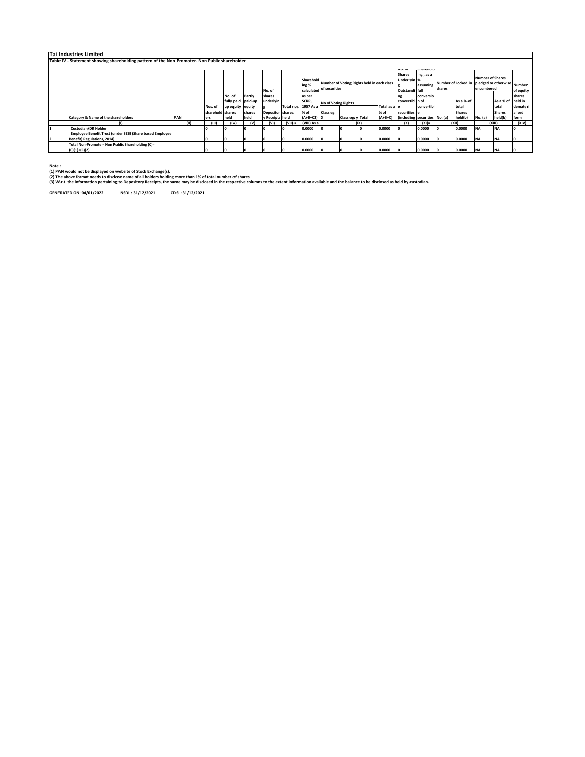# Tai Industries Limited

## Table IV - Statement showing shareholding pattern of the Non Promoter- Non Public shareholder

| | Category & Name of the shareholders | PAN | Nos. of shareholders | No. of fully paid up equity shares held | Partly paid-up equity shares held | No. of shares underlying Depository Receipts | Total nos. shares held | Shareholding % calculated as per SCRR, 1957 As a % of (A+B+C2) | Number of Voting Rights held in each class of securities | | | | Shares Underlying Outstanding convertible securities (including | Shareholding , as a % assuming full conversion of convertible securities | Number of Locked in shares | | Number of Shares pledged or otherwise encumbered | | Number of equity shares held in dematerialised form |
|---|---|---|---|---|---|---|---|---|---|---|---|---|---|---|---|---|---|---|---|
| | | | | | | | | | No of Voting Rights | | | Total as a % of (A+B+C) | | | No. (a) | As a % of total Shares held(b) | No. (a) | As a % of total Shares held(b) | |
| | | | | | | | | | Class eg: X | Class eg: y | Total | | | | | | | | |
| | (I) | (II) | (III) | (IV) | (V) | (VI) | (VII) = | (VIII) As a | (IX) | | | | (X) | (XI)= | (XII) | | (XIII) | | (XIV) |
| 1 | Custodian/DR Holder | | 0 | 0 | 0 | 0 | 0 | 0.0000 | 0 | 0 | 0 | 0.0000 | 0 | 0.0000 | 0 | 0.0000 | NA | NA | 0 |
| 2 | Employee Benefit Trust (under SEBI (Share based Employee Benefit) Regulations, 2014) | | 0 | 0 | 0 | 0 | 0 | 0.0000 | 0 | 0 | 0 | 0.0000 | 0 | 0.0000 | 0 | 0.0000 | NA | NA | 0 |
| | Total Non-Promoter- Non Public Shareholding (C)= (C)(1)+(C)(2) | | 0 | 0 | 0 | 0 | 0 | 0.0000 | 0 | 0 | 0 | 0.0000 | 0 | 0.0000 | 0 | 0.0000 | NA | NA | 0 |

**Note :**

**(1) PAN would not be displayed on website of Stock Exchange(s).**

**(2) The above format needs to disclose name of all holders holding more than 1% of total number of shares**

**(3) W.r.t. the information pertaining to Depository Receipts, the same may be disclosed in the respective columns to the extent information available and the balance to be disclosed as held by custodian.**

**GENERATED ON :04/01/2022 NSDL : 31/12/2021 CDSL :31/12/2021**